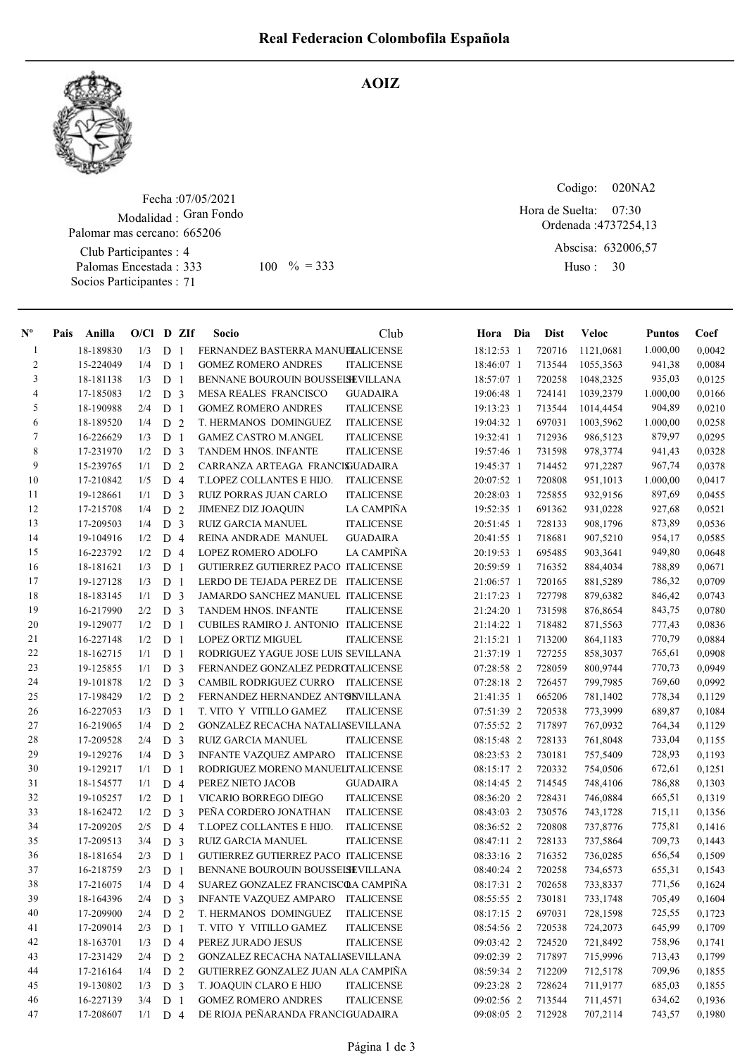# Real Federacion Colombofila Española

## AOIZ

Fecha :07/05/2021
Modalidad : Gran Fondo
Palomar mas cercano: 665206
Club Participantes : 4
Palomas Encestada : 333 100 % = 333
Socios Participantes : 71

Codigo: 020NA2
Hora de Suelta: 07:30
Ordenada :4737254,13
Abscisa: 632006,57
Huso : 30

| Nº | Pais | Anilla | O/Cl | D | ZIf | Socio | Club | Hora | Dia | Dist | Veloc | Puntos | Coef |
|---|---|---|---|---|---|---|---|---|---|---|---|---|---|
| 1 | | 18-189830 | 1/3 | D | 1 | FERNANDEZ BASTERRA MANUEL | ITALICENSE | 18:12:53 | 1 | 720716 | 1121,0681 | 1.000,00 | 0,0042 |
| 2 | | 15-224049 | 1/4 | D | 1 | GOMEZ ROMERO ANDRES | ITALICENSE | 18:46:07 | 1 | 713544 | 1055,3563 | 941,38 | 0,0084 |
| 3 | | 18-181138 | 1/3 | D | 1 | BENNANE BOUROUIN BOUSSELH | SEVILLANA | 18:57:07 | 1 | 720258 | 1048,2325 | 935,03 | 0,0125 |
| 4 | | 17-185083 | 1/2 | D | 3 | MESA REALES FRANCISCO | GUADAIRA | 19:06:48 | 1 | 724141 | 1039,2379 | 1.000,00 | 0,0166 |
| 5 | | 18-190988 | 2/4 | D | 1 | GOMEZ ROMERO ANDRES | ITALICENSE | 19:13:23 | 1 | 713544 | 1014,4454 | 904,89 | 0,0210 |
| 6 | | 18-189520 | 1/4 | D | 2 | T. HERMANOS DOMINGUEZ | ITALICENSE | 19:04:32 | 1 | 697031 | 1003,5962 | 1.000,00 | 0,0258 |
| 7 | | 16-226629 | 1/3 | D | 1 | GAMEZ CASTRO M.ANGEL | ITALICENSE | 19:32:41 | 1 | 712936 | 986,5123 | 879,97 | 0,0295 |
| 8 | | 17-231970 | 1/2 | D | 3 | TANDEM HNOS. INFANTE | ITALICENSE | 19:57:46 | 1 | 731598 | 978,3774 | 941,43 | 0,0328 |
| 9 | | 15-239765 | 1/1 | D | 2 | CARRANZA ARTEAGA FRANCIS | GUADAIRA | 19:45:37 | 1 | 714452 | 971,2287 | 967,74 | 0,0378 |
| 10 | | 17-210842 | 1/5 | D | 4 | T.LOPEZ COLLANTES E HIJO. | ITALICENSE | 20:07:52 | 1 | 720808 | 951,1013 | 1.000,00 | 0,0417 |
| 11 | | 19-128661 | 1/1 | D | 3 | RUIZ PORRAS JUAN CARLO | ITALICENSE | 20:28:03 | 1 | 725855 | 932,9156 | 897,69 | 0,0455 |
| 12 | | 17-215708 | 1/4 | D | 2 | JIMENEZ DIZ JOAQUIN | LA CAMPIÑA | 19:52:35 | 1 | 691362 | 931,0228 | 927,68 | 0,0521 |
| 13 | | 17-209503 | 1/4 | D | 3 | RUIZ GARCIA MANUEL | ITALICENSE | 20:51:45 | 1 | 728133 | 908,1796 | 873,89 | 0,0536 |
| 14 | | 19-104916 | 1/2 | D | 4 | REINA ANDRADE MANUEL | GUADAIRA | 20:41:55 | 1 | 718681 | 907,5210 | 954,17 | 0,0585 |
| 15 | | 16-223792 | 1/2 | D | 4 | LOPEZ ROMERO ADOLFO | LA CAMPIÑA | 20:19:53 | 1 | 695485 | 903,3641 | 949,80 | 0,0648 |
| 16 | | 18-181621 | 1/3 | D | 1 | GUTIERREZ GUTIERREZ PACO | ITALICENSE | 20:59:59 | 1 | 716352 | 884,4034 | 788,89 | 0,0671 |
| 17 | | 19-127128 | 1/3 | D | 1 | LERDO DE TEJADA PEREZ DE | ITALICENSE | 21:06:57 | 1 | 720165 | 881,5289 | 786,32 | 0,0709 |
| 18 | | 18-183145 | 1/1 | D | 3 | JAMARDO SANCHEZ MANUEL | ITALICENSE | 21:17:23 | 1 | 727798 | 879,6382 | 846,42 | 0,0743 |
| 19 | | 16-217990 | 2/2 | D | 3 | TANDEM HNOS. INFANTE | ITALICENSE | 21:24:20 | 1 | 731598 | 876,8654 | 843,75 | 0,0780 |
| 20 | | 19-129077 | 1/2 | D | 1 | CUBILES RAMIRO J. ANTONIO | ITALICENSE | 21:14:22 | 1 | 718482 | 871,5563 | 777,43 | 0,0836 |
| 21 | | 16-227148 | 1/2 | D | 1 | LOPEZ ORTIZ MIGUEL | ITALICENSE | 21:15:21 | 1 | 713200 | 864,1183 | 770,79 | 0,0884 |
| 22 | | 18-162715 | 1/1 | D | 1 | RODRIGUEZ YAGUE JOSE LUIS | SEVILLANA | 21:37:19 | 1 | 727255 | 858,3037 | 765,61 | 0,0908 |
| 23 | | 19-125855 | 1/1 | D | 3 | FERNANDEZ GONZALEZ PEDRO | ITALICENSE | 07:28:58 | 2 | 728059 | 800,9744 | 770,73 | 0,0949 |
| 24 | | 19-101878 | 1/2 | D | 3 | CAMBIL RODRIGUEZ CURRO | ITALICENSE | 07:28:18 | 2 | 726457 | 799,7985 | 769,60 | 0,0992 |
| 25 | | 17-198429 | 1/2 | D | 2 | FERNANDEZ HERNANDEZ ANTON | SEVILLANA | 21:41:35 | 1 | 665206 | 781,1402 | 778,34 | 0,1129 |
| 26 | | 16-227053 | 1/3 | D | 1 | T. VITO Y VITILLO GAMEZ | ITALICENSE | 07:51:39 | 2 | 720538 | 773,3999 | 689,87 | 0,1084 |
| 27 | | 16-219065 | 1/4 | D | 2 | GONZALEZ RECACHA NATALIA | SEVILLANA | 07:55:52 | 2 | 717897 | 767,0932 | 764,34 | 0,1129 |
| 28 | | 17-209528 | 2/4 | D | 3 | RUIZ GARCIA MANUEL | ITALICENSE | 08:15:48 | 2 | 728133 | 761,8048 | 733,04 | 0,1155 |
| 29 | | 19-129276 | 1/4 | D | 3 | INFANTE VAZQUEZ AMPARO | ITALICENSE | 08:23:53 | 2 | 730181 | 757,5409 | 728,93 | 0,1193 |
| 30 | | 19-129217 | 1/1 | D | 1 | RODRIGUEZ MORENO MANUEL | ITALICENSE | 08:15:17 | 2 | 720332 | 754,0506 | 672,61 | 0,1251 |
| 31 | | 18-154577 | 1/1 | D | 4 | PEREZ NIETO JACOB | GUADAIRA | 08:14:45 | 2 | 714545 | 748,4106 | 786,88 | 0,1303 |
| 32 | | 19-105257 | 1/2 | D | 1 | VICARIO BORREGO DIEGO | ITALICENSE | 08:36:20 | 2 | 728431 | 746,0884 | 665,51 | 0,1319 |
| 33 | | 18-162472 | 1/2 | D | 3 | PEÑA CORDERO JONATHAN | ITALICENSE | 08:43:03 | 2 | 730576 | 743,1728 | 715,11 | 0,1356 |
| 34 | | 17-209205 | 2/5 | D | 4 | T.LOPEZ COLLANTES E HIJO. | ITALICENSE | 08:36:52 | 2 | 720808 | 737,8776 | 775,81 | 0,1416 |
| 35 | | 17-209513 | 3/4 | D | 3 | RUIZ GARCIA MANUEL | ITALICENSE | 08:47:11 | 2 | 728133 | 737,5864 | 709,73 | 0,1443 |
| 36 | | 18-181654 | 2/3 | D | 1 | GUTIERREZ GUTIERREZ PACO | ITALICENSE | 08:33:16 | 2 | 716352 | 736,0285 | 656,54 | 0,1509 |
| 37 | | 16-218759 | 2/3 | D | 1 | BENNANE BOUROUIN BOUSSELH | SEVILLANA | 08:40:24 | 2 | 720258 | 734,6573 | 655,31 | 0,1543 |
| 38 | | 17-216075 | 1/4 | D | 4 | SUAREZ GONZALEZ FRANCISCO | LA CAMPIÑA | 08:17:31 | 2 | 702658 | 733,8337 | 771,56 | 0,1624 |
| 39 | | 18-164396 | 2/4 | D | 3 | INFANTE VAZQUEZ AMPARO | ITALICENSE | 08:55:55 | 2 | 730181 | 733,1748 | 705,49 | 0,1604 |
| 40 | | 17-209900 | 2/4 | D | 2 | T. HERMANOS DOMINGUEZ | ITALICENSE | 08:17:15 | 2 | 697031 | 728,1598 | 725,55 | 0,1723 |
| 41 | | 17-209014 | 2/3 | D | 1 | T. VITO Y VITILLO GAMEZ | ITALICENSE | 08:54:56 | 2 | 720538 | 724,2073 | 645,99 | 0,1709 |
| 42 | | 18-163701 | 1/3 | D | 4 | PEREZ JURADO JESUS | ITALICENSE | 09:03:42 | 2 | 724520 | 721,8492 | 758,96 | 0,1741 |
| 43 | | 17-231429 | 2/4 | D | 2 | GONZALEZ RECACHA NATALIA | SEVILLANA | 09:02:39 | 2 | 717897 | 715,9996 | 713,43 | 0,1799 |
| 44 | | 17-216164 | 1/4 | D | 2 | GUTIERREZ GUTIERREZ JUAN A | LA CAMPIÑA | 08:59:34 | 2 | 712209 | 712,5178 | 709,96 | 0,1855 |
| 45 | | 19-130802 | 1/3 | D | 3 | T. JOAQUIN CLARO E HIJO | ITALICENSE | 09:23:28 | 2 | 728624 | 711,9177 | 685,03 | 0,1855 |
| 46 | | 16-227139 | 3/4 | D | 1 | GOMEZ ROMERO ANDRES | ITALICENSE | 09:02:56 | 2 | 713544 | 711,4571 | 634,62 | 0,1936 |
| 47 | | 17-208607 | 1/1 | D | 4 | DE RIOJA PEÑARANDA FRANCI | GUADAIRA | 09:08:05 | 2 | 712928 | 707,2114 | 743,57 | 0,1980 |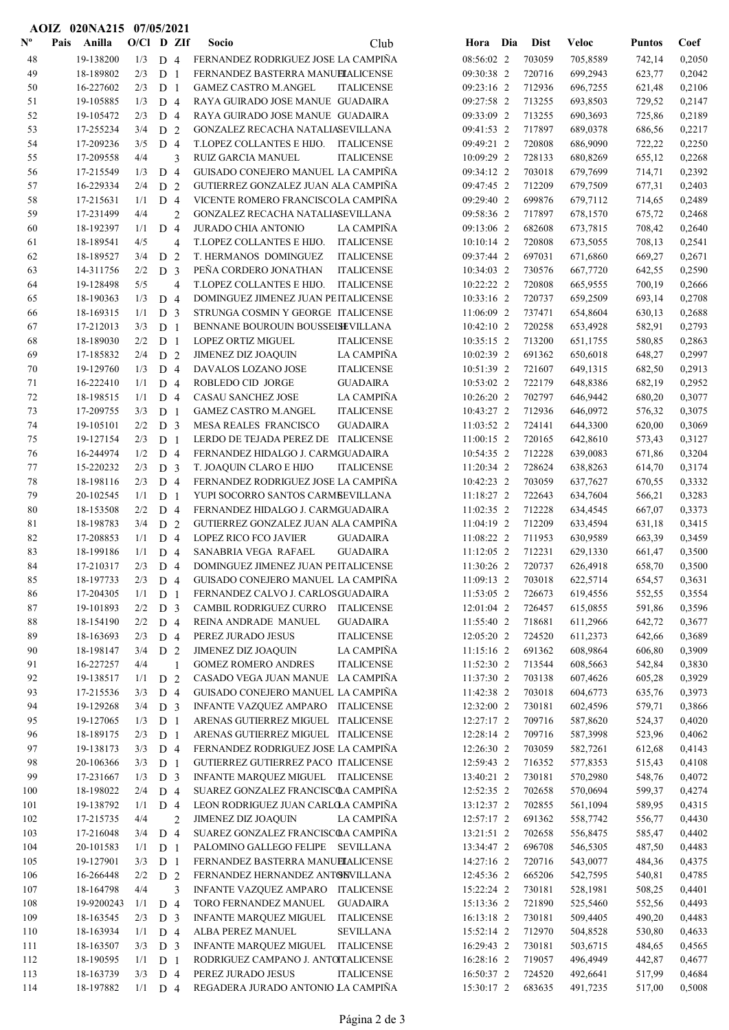AOIZ 020NA215 07/05/2021

| Nº | Pais | Anilla | O/Cl | D | ZIf | Socio | Club | Hora | Dia | Dist | Veloc | Puntos | Coef |
|---|---|---|---|---|---|---|---|---|---|---|---|---|---|
| 48 | | 19-138200 | 1/3 | D | 4 | FERNANDEZ RODRIGUEZ JOSE | LA CAMPIÑA | 08:56:02 | 2 | 703059 | 705,8589 | 742,14 | 0,2050 |
| 49 | | 18-189802 | 2/3 | D | 1 | FERNANDEZ BASTERRA MANUEL | ITALICENSE | 09:30:38 | 2 | 720716 | 699,2943 | 623,77 | 0,2042 |
| 50 | | 16-227602 | 2/3 | D | 1 | GAMEZ CASTRO M.ANGEL | ITALICENSE | 09:23:16 | 2 | 712936 | 696,7255 | 621,48 | 0,2106 |
| 51 | | 19-105885 | 1/3 | D | 4 | RAYA GUIRADO JOSE MANUE | GUADAIRA | 09:27:58 | 2 | 713255 | 693,8503 | 729,52 | 0,2147 |
| 52 | | 19-105472 | 2/3 | D | 4 | RAYA GUIRADO JOSE MANUE | GUADAIRA | 09:33:09 | 2 | 713255 | 690,3693 | 725,86 | 0,2189 |
| 53 | | 17-255234 | 3/4 | D | 2 | GONZALEZ RECACHA NATALIA | SEVILLANA | 09:41:53 | 2 | 717897 | 689,0378 | 686,56 | 0,2217 |
| 54 | | 17-209236 | 3/5 | D | 4 | T.LOPEZ COLLANTES E HIJO. | ITALICENSE | 09:49:21 | 2 | 720808 | 686,9090 | 722,22 | 0,2250 |
| 55 | | 17-209558 | 4/4 | | 3 | RUIZ GARCIA MANUEL | ITALICENSE | 10:09:29 | 2 | 728133 | 680,8269 | 655,12 | 0,2268 |
| 56 | | 17-215549 | 1/3 | D | 4 | GUISADO CONEJERO MANUEL | LA CAMPIÑA | 09:34:12 | 2 | 703018 | 679,7699 | 714,71 | 0,2392 |
| 57 | | 16-229334 | 2/4 | D | 2 | GUTIERREZ GONZALEZ JUAN A | LA CAMPIÑA | 09:47:45 | 2 | 712209 | 679,7509 | 677,31 | 0,2403 |
| 58 | | 17-215631 | 1/1 | D | 4 | VICENTE ROMERO FRANCISCO | LA CAMPIÑA | 09:29:40 | 2 | 699876 | 679,7112 | 714,65 | 0,2489 |
| 59 | | 17-231499 | 4/4 | | 2 | GONZALEZ RECACHA NATALIA | SEVILLANA | 09:58:36 | 2 | 717897 | 678,1570 | 675,72 | 0,2468 |
| 60 | | 18-192397 | 1/1 | D | 4 | JURADO CHIA ANTONIO | LA CAMPIÑA | 09:13:06 | 2 | 682608 | 673,7815 | 708,42 | 0,2640 |
| 61 | | 18-189541 | 4/5 | | 4 | T.LOPEZ COLLANTES E HIJO. | ITALICENSE | 10:10:14 | 2 | 720808 | 673,5055 | 708,13 | 0,2541 |
| 62 | | 18-189527 | 3/4 | D | 2 | T. HERMANOS DOMINGUEZ | ITALICENSE | 09:37:44 | 2 | 697031 | 671,6860 | 669,27 | 0,2671 |
| 63 | | 14-311756 | 2/2 | D | 3 | PEÑA CORDERO JONATHAN | ITALICENSE | 10:34:03 | 2 | 730576 | 667,7720 | 642,55 | 0,2590 |
| 64 | | 19-128498 | 5/5 | | 4 | T.LOPEZ COLLANTES E HIJO. | ITALICENSE | 10:22:22 | 2 | 720808 | 665,9555 | 700,19 | 0,2666 |
| 65 | | 18-190363 | 1/3 | D | 4 | DOMINGUEZ JIMENEZ JUAN PE | ITALICENSE | 10:33:16 | 2 | 720737 | 659,2509 | 693,14 | 0,2708 |
| 66 | | 18-169315 | 1/1 | D | 3 | STRUNGA COSMIN Y GEORGE | ITALICENSE | 11:06:09 | 2 | 737471 | 654,8604 | 630,13 | 0,2688 |
| 67 | | 17-212013 | 3/3 | D | 1 | BENNANE BOUROUIN BOUSSELH | SEVILLANA | 10:42:10 | 2 | 720258 | 653,4928 | 582,91 | 0,2793 |
| 68 | | 18-189030 | 2/2 | D | 1 | LOPEZ ORTIZ MIGUEL | ITALICENSE | 10:35:15 | 2 | 713200 | 651,1755 | 580,85 | 0,2863 |
| 69 | | 17-185832 | 2/4 | D | 2 | JIMENEZ DIZ JOAQUIN | LA CAMPIÑA | 10:02:39 | 2 | 691362 | 650,6018 | 648,27 | 0,2997 |
| 70 | | 19-129760 | 1/3 | D | 4 | DAVALOS LOZANO JOSE | ITALICENSE | 10:51:39 | 2 | 721607 | 649,1315 | 682,50 | 0,2913 |
| 71 | | 16-222410 | 1/1 | D | 4 | ROBLEDO CID JORGE | GUADAIRA | 10:53:02 | 2 | 722179 | 648,8386 | 682,19 | 0,2952 |
| 72 | | 18-198515 | 1/1 | D | 4 | CASAU SANCHEZ JOSE | LA CAMPIÑA | 10:26:20 | 2 | 702797 | 646,9442 | 680,20 | 0,3077 |
| 73 | | 17-209755 | 3/3 | D | 1 | GAMEZ CASTRO M.ANGEL | ITALICENSE | 10:43:27 | 2 | 712936 | 646,0972 | 576,32 | 0,3075 |
| 74 | | 19-105101 | 2/2 | D | 3 | MESA REALES FRANCISCO | GUADAIRA | 11:03:52 | 2 | 724141 | 644,3300 | 620,00 | 0,3069 |
| 75 | | 19-127154 | 2/3 | D | 1 | LERDO DE TEJADA PEREZ DE | ITALICENSE | 11:00:15 | 2 | 720165 | 642,8610 | 573,43 | 0,3127 |
| 76 | | 16-244974 | 1/2 | D | 4 | FERNANDEZ HIDALGO J. CARM | GUADAIRA | 10:54:35 | 2 | 712228 | 639,0083 | 671,86 | 0,3204 |
| 77 | | 15-220232 | 2/3 | D | 3 | T. JOAQUIN CLARO E HIJO | ITALICENSE | 11:20:34 | 2 | 728624 | 638,8263 | 614,70 | 0,3174 |
| 78 | | 18-198116 | 2/3 | D | 4 | FERNANDEZ RODRIGUEZ JOSE | LA CAMPIÑA | 10:42:23 | 2 | 703059 | 637,7627 | 670,55 | 0,3332 |
| 79 | | 20-102545 | 1/1 | D | 1 | YUPI SOCORRO SANTOS CARME | SEVILLANA | 11:18:27 | 2 | 722643 | 634,7604 | 566,21 | 0,3283 |
| 80 | | 18-153508 | 2/2 | D | 4 | FERNANDEZ HIDALGO J. CARM | GUADAIRA | 11:02:35 | 2 | 712228 | 634,4545 | 667,07 | 0,3373 |
| 81 | | 18-198783 | 3/4 | D | 2 | GUTIERREZ GONZALEZ JUAN A | LA CAMPIÑA | 11:04:19 | 2 | 712209 | 633,4594 | 631,18 | 0,3415 |
| 82 | | 17-208853 | 1/1 | D | 4 | LOPEZ RICO FCO JAVIER | GUADAIRA | 11:08:22 | 2 | 711953 | 630,9589 | 663,39 | 0,3459 |
| 83 | | 18-199186 | 1/1 | D | 4 | SANABRIA VEGA RAFAEL | GUADAIRA | 11:12:05 | 2 | 712231 | 629,1330 | 661,47 | 0,3500 |
| 84 | | 17-210317 | 2/3 | D | 4 | DOMINGUEZ JIMENEZ JUAN PE | ITALICENSE | 11:30:26 | 2 | 720737 | 626,4918 | 658,70 | 0,3500 |
| 85 | | 18-197733 | 2/3 | D | 4 | GUISADO CONEJERO MANUEL | LA CAMPIÑA | 11:09:13 | 2 | 703018 | 622,5714 | 654,57 | 0,3631 |
| 86 | | 17-204305 | 1/1 | D | 1 | FERNANDEZ CALVO J. CARLOS | GUADAIRA | 11:53:05 | 2 | 726673 | 619,4556 | 552,55 | 0,3554 |
| 87 | | 19-101893 | 2/2 | D | 3 | CAMBIL RODRIGUEZ CURRO | ITALICENSE | 12:01:04 | 2 | 726457 | 615,0855 | 591,86 | 0,3596 |
| 88 | | 18-154190 | 2/2 | D | 4 | REINA ANDRADE MANUEL | GUADAIRA | 11:55:40 | 2 | 718681 | 611,2966 | 642,72 | 0,3677 |
| 89 | | 18-163693 | 2/3 | D | 4 | PEREZ JURADO JESUS | ITALICENSE | 12:05:20 | 2 | 724520 | 611,2373 | 642,66 | 0,3689 |
| 90 | | 18-198147 | 3/4 | D | 2 | JIMENEZ DIZ JOAQUIN | LA CAMPIÑA | 11:15:16 | 2 | 691362 | 608,9864 | 606,80 | 0,3909 |
| 91 | | 16-227257 | 4/4 | | 1 | GOMEZ ROMERO ANDRES | ITALICENSE | 11:52:30 | 2 | 713544 | 608,5663 | 542,84 | 0,3830 |
| 92 | | 19-138517 | 1/1 | D | 2 | CASADO VEGA JUAN MANUE | LA CAMPIÑA | 11:37:30 | 2 | 703138 | 607,4626 | 605,28 | 0,3929 |
| 93 | | 17-215536 | 3/3 | D | 4 | GUISADO CONEJERO MANUEL | LA CAMPIÑA | 11:42:38 | 2 | 703018 | 604,6773 | 635,76 | 0,3973 |
| 94 | | 19-129268 | 3/4 | D | 3 | INFANTE VAZQUEZ AMPARO | ITALICENSE | 12:32:00 | 2 | 730181 | 602,4596 | 579,71 | 0,3866 |
| 95 | | 19-127065 | 1/3 | D | 1 | ARENAS GUTIERREZ MIGUEL | ITALICENSE | 12:27:17 | 2 | 709716 | 587,8620 | 524,37 | 0,4020 |
| 96 | | 18-189175 | 2/3 | D | 1 | ARENAS GUTIERREZ MIGUEL | ITALICENSE | 12:28:14 | 2 | 709716 | 587,3998 | 523,96 | 0,4062 |
| 97 | | 19-138173 | 3/3 | D | 4 | FERNANDEZ RODRIGUEZ JOSE | LA CAMPIÑA | 12:26:30 | 2 | 703059 | 582,7261 | 612,68 | 0,4143 |
| 98 | | 20-106366 | 3/3 | D | 1 | GUTIERREZ GUTIERREZ PACO | ITALICENSE | 12:59:43 | 2 | 716352 | 577,8353 | 515,43 | 0,4108 |
| 99 | | 17-231667 | 1/3 | D | 3 | INFANTE MARQUEZ MIGUEL | ITALICENSE | 13:40:21 | 2 | 730181 | 570,2980 | 548,76 | 0,4072 |
| 100 | | 18-198022 | 2/4 | D | 4 | SUAREZ GONZALEZ FRANCISCO | LA CAMPIÑA | 12:52:35 | 2 | 702658 | 570,0694 | 599,37 | 0,4274 |
| 101 | | 19-138792 | 1/1 | D | 4 | LEON RODRIGUEZ JUAN CARLO | LA CAMPIÑA | 13:12:37 | 2 | 702855 | 561,1094 | 589,95 | 0,4315 |
| 102 | | 17-215735 | 4/4 | | 2 | JIMENEZ DIZ JOAQUIN | LA CAMPIÑA | 12:57:17 | 2 | 691362 | 558,7742 | 556,77 | 0,4430 |
| 103 | | 17-216048 | 3/4 | D | 4 | SUAREZ GONZALEZ FRANCISCO | LA CAMPIÑA | 13:21:51 | 2 | 702658 | 556,8475 | 585,47 | 0,4402 |
| 104 | | 20-101583 | 1/1 | D | 1 | PALOMINO GALLEGO FELIPE | SEVILLANA | 13:34:47 | 2 | 696708 | 546,5305 | 487,50 | 0,4483 |
| 105 | | 19-127901 | 3/3 | D | 1 | FERNANDEZ BASTERRA MANUEL | ITALICENSE | 14:27:16 | 2 | 720716 | 543,0077 | 484,36 | 0,4375 |
| 106 | | 16-266448 | 2/2 | D | 2 | FERNANDEZ HERNANDEZ ANTON | SEVILLANA | 12:45:36 | 2 | 665206 | 542,7595 | 540,81 | 0,4785 |
| 107 | | 18-164798 | 4/4 | | 3 | INFANTE VAZQUEZ AMPARO | ITALICENSE | 15:22:24 | 2 | 730181 | 528,1981 | 508,25 | 0,4401 |
| 108 | | 19-9200243 | 1/1 | D | 4 | TORO FERNANDEZ MANUEL | GUADAIRA | 15:13:36 | 2 | 721890 | 525,5460 | 552,56 | 0,4493 |
| 109 | | 18-163545 | 2/3 | D | 3 | INFANTE MARQUEZ MIGUEL | ITALICENSE | 16:13:18 | 2 | 730181 | 509,4405 | 490,20 | 0,4483 |
| 110 | | 18-163934 | 1/1 | D | 4 | ALBA PEREZ MANUEL | SEVILLANA | 15:52:14 | 2 | 712970 | 504,8528 | 530,80 | 0,4633 |
| 111 | | 18-163507 | 3/3 | D | 3 | INFANTE MARQUEZ MIGUEL | ITALICENSE | 16:29:43 | 2 | 730181 | 503,6715 | 484,65 | 0,4565 |
| 112 | | 18-190595 | 1/1 | D | 1 | RODRIGUEZ CAMPANO J. ANTO | ITALICENSE | 16:28:16 | 2 | 719057 | 496,4949 | 442,87 | 0,4677 |
| 113 | | 18-163739 | 3/3 | D | 4 | PEREZ JURADO JESUS | ITALICENSE | 16:50:37 | 2 | 724520 | 492,6641 | 517,99 | 0,4684 |
| 114 | | 18-197882 | 1/1 | D | 4 | REGADERA JURADO ANTONIO J | LA CAMPIÑA | 15:30:17 | 2 | 683635 | 491,7235 | 517,00 | 0,5008 |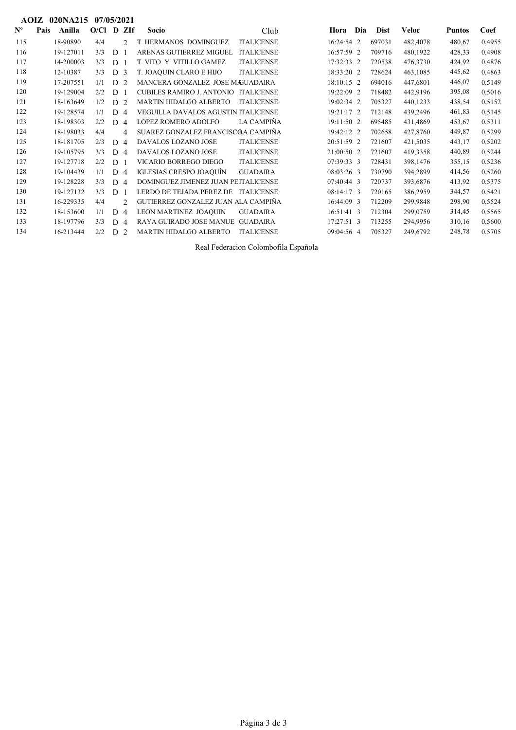**AOIZ 020NA215 07/05/2021**

| Nº | Pais | Anilla | O/Cl | D | ZIf | Socio | Club | Hora | Dia | Dist | Veloc | Puntos | Coef |
|---|---|---|---|---|---|---|---|---|---|---|---|---|---|
| 115 | | 18-90890 | 4/4 | | 2 | T. HERMANOS DOMINGUEZ | ITALICENSE | 16:24:54 | 2 | 697031 | 482,4078 | 480,67 | 0,4955 |
| 116 | | 19-127011 | 3/3 | D | 1 | ARENAS GUTIERREZ MIGUEL | ITALICENSE | 16:57:59 | 2 | 709716 | 480,1922 | 428,33 | 0,4908 |
| 117 | | 14-200003 | 3/3 | D | 1 | T. VITO Y VITILLO GAMEZ | ITALICENSE | 17:32:33 | 2 | 720538 | 476,3730 | 424,92 | 0,4876 |
| 118 | | 12-10387 | 3/3 | D | 3 | T. JOAQUIN CLARO E HIJO | ITALICENSE | 18:33:20 | 2 | 728624 | 463,1085 | 445,62 | 0,4863 |
| 119 | | 17-207551 | 1/1 | D | 2 | MANCERA GONZALEZ JOSE MA | GUADAIRA | 18:10:15 | 2 | 694016 | 447,6801 | 446,07 | 0,5149 |
| 120 | | 19-129004 | 2/2 | D | 1 | CUBILES RAMIRO J. ANTONIO | ITALICENSE | 19:22:09 | 2 | 718482 | 442,9196 | 395,08 | 0,5016 |
| 121 | | 18-163649 | 1/2 | D | 2 | MARTIN HIDALGO ALBERTO | ITALICENSE | 19:02:34 | 2 | 705327 | 440,1233 | 438,54 | 0,5152 |
| 122 | | 19-128574 | 1/1 | D | 4 | VEGUILLA DAVALOS AGUSTIN | ITALICENSE | 19:21:17 | 2 | 712148 | 439,2496 | 461,83 | 0,5145 |
| 123 | | 18-198303 | 2/2 | D | 4 | LOPEZ ROMERO ADOLFO | LA CAMPIÑA | 19:11:50 | 2 | 695485 | 431,4869 | 453,67 | 0,5311 |
| 124 | | 18-198033 | 4/4 | | 4 | SUAREZ GONZALEZ FRANCISCO | LA CAMPIÑA | 19:42:12 | 2 | 702658 | 427,8760 | 449,87 | 0,5299 |
| 125 | | 18-181705 | 2/3 | D | 4 | DAVALOS LOZANO JOSE | ITALICENSE | 20:51:59 | 2 | 721607 | 421,5035 | 443,17 | 0,5202 |
| 126 | | 19-105795 | 3/3 | D | 4 | DAVALOS LOZANO JOSE | ITALICENSE | 21:00:50 | 2 | 721607 | 419,3358 | 440,89 | 0,5244 |
| 127 | | 19-127718 | 2/2 | D | 1 | VICARIO BORREGO DIEGO | ITALICENSE | 07:39:33 | 3 | 728431 | 398,1476 | 355,15 | 0,5236 |
| 128 | | 19-104439 | 1/1 | D | 4 | IGLESIAS CRESPO JOAQUÍN | GUADAIRA | 08:03:26 | 3 | 730790 | 394,2899 | 414,56 | 0,5260 |
| 129 | | 19-128228 | 3/3 | D | 4 | DOMINGUEZ JIMENEZ JUAN PE | ITALICENSE | 07:40:44 | 3 | 720737 | 393,6876 | 413,92 | 0,5375 |
| 130 | | 19-127132 | 3/3 | D | 1 | LERDO DE TEJADA PEREZ DE | ITALICENSE | 08:14:17 | 3 | 720165 | 386,2959 | 344,57 | 0,5421 |
| 131 | | 16-229335 | 4/4 | | 2 | GUTIERREZ GONZALEZ JUAN A | LA CAMPIÑA | 16:44:09 | 3 | 712209 | 299,9848 | 298,90 | 0,5524 |
| 132 | | 18-153600 | 1/1 | D | 4 | LEON MARTINEZ JOAQUIN | GUADAIRA | 16:51:41 | 3 | 712304 | 299,0759 | 314,45 | 0,5565 |
| 133 | | 18-197796 | 3/3 | D | 4 | RAYA GUIRADO JOSE MANUE | GUADAIRA | 17:27:51 | 3 | 713255 | 294,9956 | 310,16 | 0,5600 |
| 134 | | 16-213444 | 2/2 | D | 2 | MARTIN HIDALGO ALBERTO | ITALICENSE | 09:04:56 | 4 | 705327 | 249,6792 | 248,78 | 0,5705 |

Real Federacion Colombofila Española